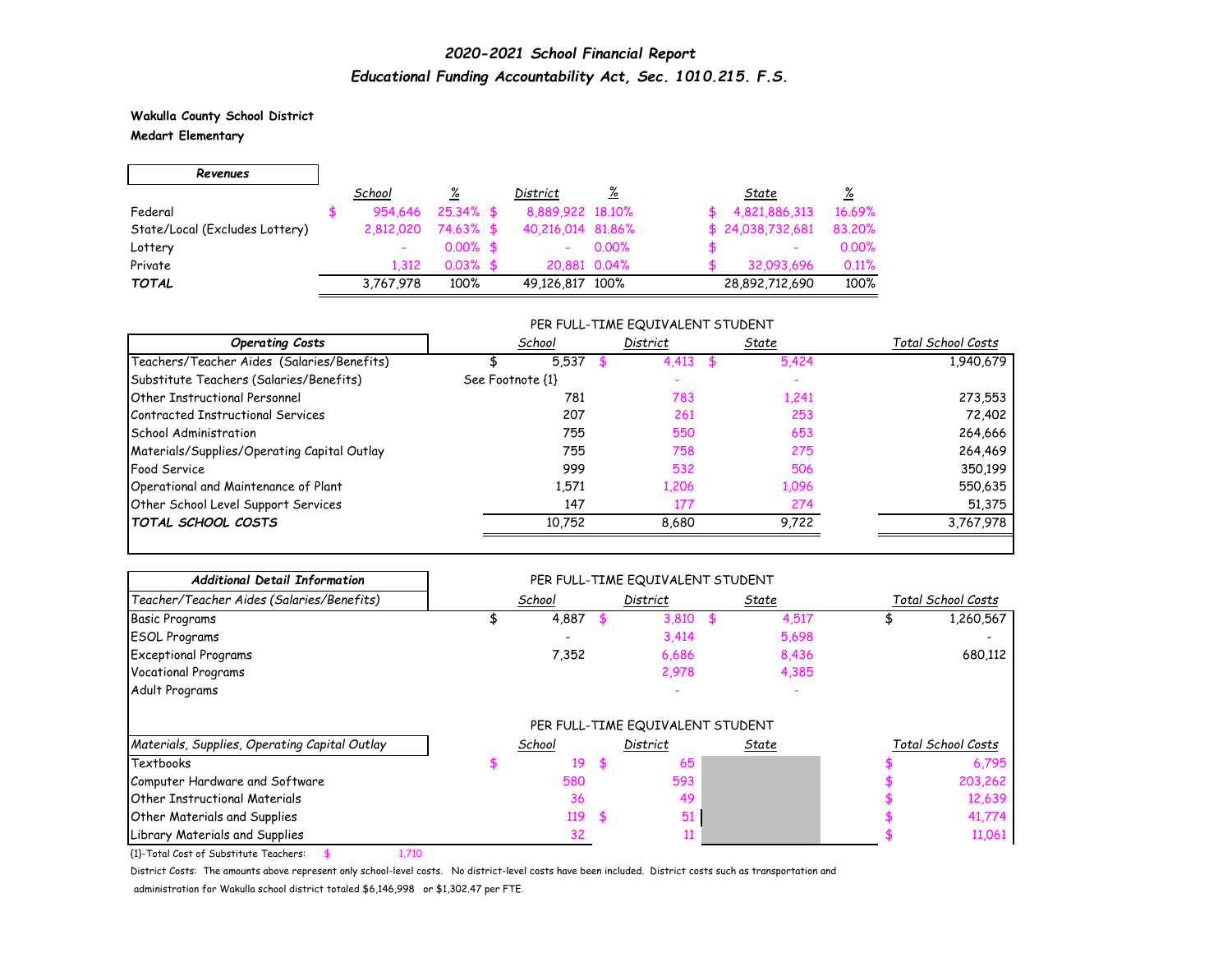# *2020-2021 School Financial Report*

## *Educational Funding Accountability Act, Sec. 1010.215. F.S.*

**Wakulla County School District**
**Medart Elementary**

| *Revenues* | School | % | District | % | State | % |
|---|---|---|---|---|---|---|
| Federal | $ 954,646 | 25.34% | $ 8,889,922 | 18.10% | $ 4,821,886,313 | 16.69% |
| State/Local (Excludes Lottery) | 2,812,020 | 74.63% | $ 40,216,014 | 81.86% | $ 24,038,732,681 | 83.20% |
| Lottery | - | 0.00% | $ - | 0.00% | $ - | 0.00% |
| Private | 1,312 | 0.03% | $ 20,881 | 0.04% | $ 32,093,696 | 0.11% |
| ***TOTAL*** | 3,767,978 | 100% | 49,126,817 | 100% | 28,892,712,690 | 100% |

PER FULL-TIME EQUIVALENT STUDENT

| *Operating Costs* | School | District | State | Total School Costs |
|---|---|---|---|---|
| Teachers/Teacher Aides (Salaries/Benefits) | $ 5,537 | $ 4,413 | $ 5,424 | 1,940,679 |
| Substitute Teachers (Salaries/Benefits) | See Footnote {1} | - | - | |
| Other Instructional Personnel | 781 | 783 | 1,241 | 273,553 |
| Contracted Instructional Services | 207 | 261 | 253 | 72,402 |
| School Administration | 755 | 550 | 653 | 264,666 |
| Materials/Supplies/Operating Capital Outlay | 755 | 758 | 275 | 264,469 |
| Food Service | 999 | 532 | 506 | 350,199 |
| Operational and Maintenance of Plant | 1,571 | 1,206 | 1,096 | 550,635 |
| Other School Level Support Services | 147 | 177 | 274 | 51,375 |
| ***TOTAL SCHOOL COSTS*** | 10,752 | 8,680 | 9,722 | 3,767,978 |

PER FULL-TIME EQUIVALENT STUDENT

| *Additional Detail Information* | | | | |
|---|---|---|---|---|
| *Teacher/Teacher Aides (Salaries/Benefits)* | School | District | State | Total School Costs |
| Basic Programs | $ 4,887 | $ 3,810 | $ 4,517 | $ 1,260,567 |
| ESOL Programs | - | 3,414 | 5,698 | - |
| Exceptional Programs | 7,352 | 6,686 | 8,436 | 680,112 |
| Vocational Programs | | 2,978 | 4,385 | |
| Adult Programs | | - | - | |

PER FULL-TIME EQUIVALENT STUDENT

| *Materials, Supplies, Operating Capital Outlay* | School | District | State | Total School Costs |
|---|---|---|---|---|
| Textbooks | $ 19 | $ 65 | | $ 6,795 |
| Computer Hardware and Software | 580 | 593 | | $ 203,262 |
| Other Instructional Materials | 36 | 49 | | $ 12,639 |
| Other Materials and Supplies | 119 | $ 51 | | $ 41,774 |
| Library Materials and Supplies | 32 | 11 | | $ 11,061 |

{1}-Total Cost of Substitute Teachers: $ 1,710

District Costs: The amounts above represent only school-level costs. No district-level costs have been included. District costs such as transportation and administration for Wakulla school district totaled $6,146,998 or $1,302.47 per FTE.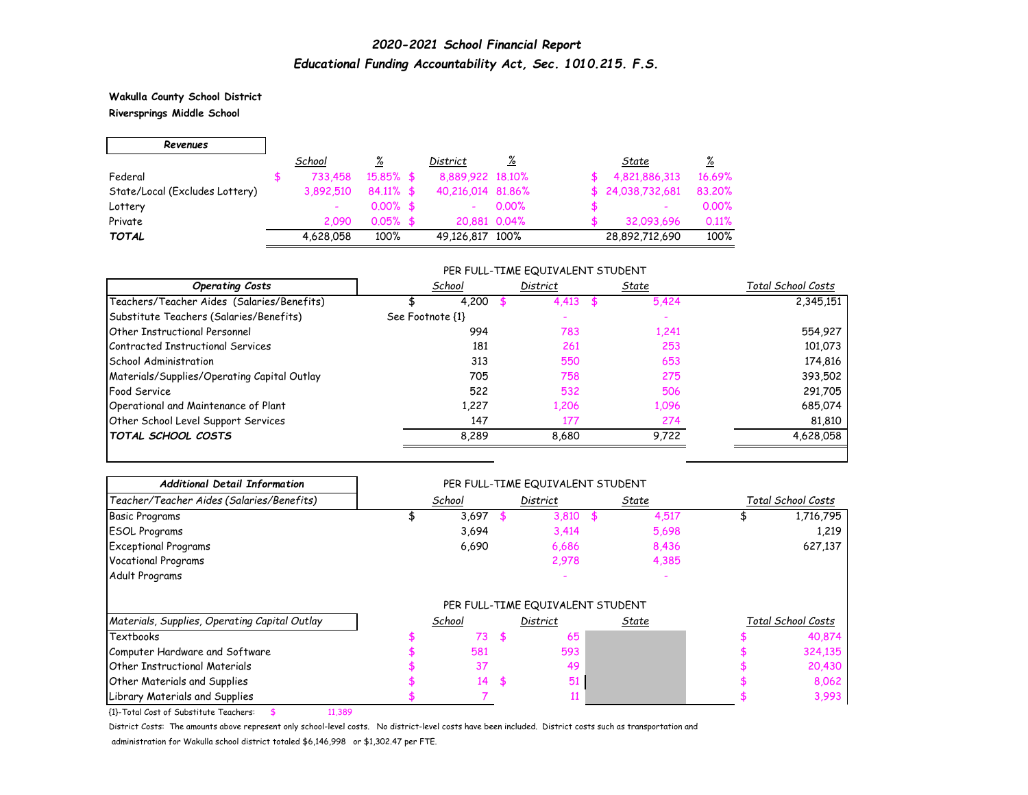## *2020-2021 School Financial Report*
## *Educational Funding Accountability Act, Sec. 1010.215. F.S.*

**Wakulla County School District**
**Riversprings Middle School**

| *Revenues* | *School* | *%* | *District* | *%* | *State* | *%* |
|---|---|---|---|---|---|---|
| Federal | $ 733,458 | 15.85% | $ 8,889,922 | 18.10% | $ 4,821,886,313 | 16.69% |
| State/Local (Excludes Lottery) | 3,892,510 | 84.11% | $ 40,216,014 | 81.86% | $ 24,038,732,681 | 83.20% |
| Lottery | - | 0.00% | $ - | 0.00% | $ - | 0.00% |
| Private | 2,090 | 0.05% | $ 20,881 | 0.04% | $ 32,093,696 | 0.11% |
| ***TOTAL*** | 4,628,058 | 100% | 49,126,817 | 100% | 28,892,712,690 | 100% |

| *Operating Costs* | PER FULL-TIME EQUIVALENT STUDENT | | | |
|---|---|---|---|---|
| | *School* | *District* | *State* | *Total School Costs* |
| Teachers/Teacher Aides (Salaries/Benefits) | $ 4,200 | $ 4,413 | $ 5,424 | 2,345,151 |
| Substitute Teachers (Salaries/Benefits) | See Footnote {1} | - | - | |
| Other Instructional Personnel | 994 | 783 | 1,241 | 554,927 |
| Contracted Instructional Services | 181 | 261 | 253 | 101,073 |
| School Administration | 313 | 550 | 653 | 174,816 |
| Materials/Supplies/Operating Capital Outlay | 705 | 758 | 275 | 393,502 |
| Food Service | 522 | 532 | 506 | 291,705 |
| Operational and Maintenance of Plant | 1,227 | 1,206 | 1,096 | 685,074 |
| Other School Level Support Services | 147 | 177 | 274 | 81,810 |
| ***TOTAL SCHOOL COSTS*** | 8,289 | 8,680 | 9,722 | 4,628,058 |

| *Additional Detail Information* | PER FULL-TIME EQUIVALENT STUDENT | | | |
|---|---|---|---|---|
| *Teacher/Teacher Aides (Salaries/Benefits)* | *School* | *District* | *State* | *Total School Costs* |
| Basic Programs | $ 3,697 | $ 3,810 | $ 4,517 | $ 1,716,795 |
| ESOL Programs | 3,694 | 3,414 | 5,698 | 1,219 |
| Exceptional Programs | 6,690 | 6,686 | 8,436 | 627,137 |
| Vocational Programs | | 2,978 | 4,385 | |
| Adult Programs | | - | - | |

| | PER FULL-TIME EQUIVALENT STUDENT | | | |
|---|---|---|---|---|
| *Materials, Supplies, Operating Capital Outlay* | *School* | *District* | *State* | *Total School Costs* |
| Textbooks | $ 73 | $ 65 | | $ 40,874 |
| Computer Hardware and Software | $ 581 | 593 | | $ 324,135 |
| Other Instructional Materials | $ 37 | 49 | | $ 20,430 |
| Other Materials and Supplies | $ 14 | $ 51 | | $ 8,062 |
| Library Materials and Supplies | $ 7 | 11 | | $ 3,993 |

{1}-Total Cost of Substitute Teachers: $ 11,389

District Costs: The amounts above represent only school-level costs. No district-level costs have been included. District costs such as transportation and administration for Wakulla school district totaled $6,146,998 or $1,302.47 per FTE.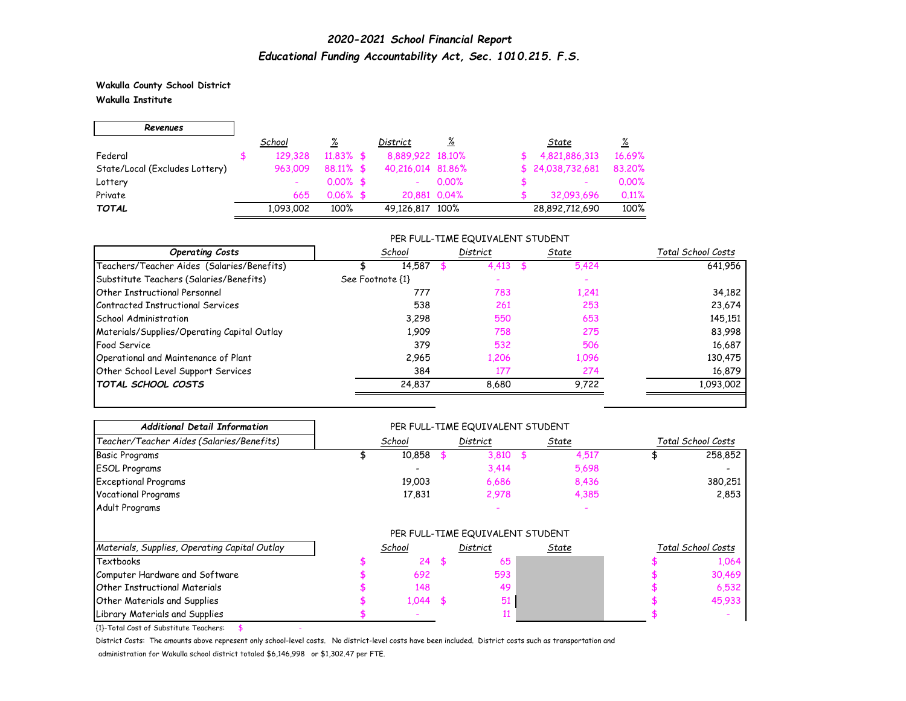# *2020-2021 School Financial Report*

## *Educational Funding Accountability Act, Sec. 1010.215. F.S.*

**Wakulla County School District**

**Wakulla Institute**

| *Revenues* | School | % | District | % | State | % |
|---|---|---|---|---|---|---|
| Federal | $ 129,328 | 11.83% | $ 8,889,922 | 18.10% | $ 4,821,886,313 | 16.69% |
| State/Local (Excludes Lottery) | 963,009 | 88.11% | $ 40,216,014 | 81.86% | $ 24,038,732,681 | 83.20% |
| Lottery | - | 0.00% | $ - | 0.00% | $ - | 0.00% |
| Private | 665 | 0.06% | $ 20,881 | 0.04% | $ 32,093,696 | 0.11% |
| ***TOTAL*** | 1,093,002 | 100% | 49,126,817 | 100% | 28,892,712,690 | 100% |

PER FULL-TIME EQUIVALENT STUDENT

| *Operating Costs* | School | District | State | Total School Costs |
|---|---|---|---|---|
| Teachers/Teacher Aides (Salaries/Benefits) | $ 14,587 | $ 4,413 | $ 5,424 | 641,956 |
| Substitute Teachers (Salaries/Benefits) | See Footnote {1} | - | - | |
| Other Instructional Personnel | 777 | 783 | 1,241 | 34,182 |
| Contracted Instructional Services | 538 | 261 | 253 | 23,674 |
| School Administration | 3,298 | 550 | 653 | 145,151 |
| Materials/Supplies/Operating Capital Outlay | 1,909 | 758 | 275 | 83,998 |
| Food Service | 379 | 532 | 506 | 16,687 |
| Operational and Maintenance of Plant | 2,965 | 1,206 | 1,096 | 130,475 |
| Other School Level Support Services | 384 | 177 | 274 | 16,879 |
| ***TOTAL SCHOOL COSTS*** | 24,837 | 8,680 | 9,722 | 1,093,002 |

PER FULL-TIME EQUIVALENT STUDENT

| *Additional Detail Information* | | | | |
|---|---|---|---|---|
| *Teacher/Teacher Aides (Salaries/Benefits)* | School | District | State | Total School Costs |
| Basic Programs | $ 10,858 | $ 3,810 | $ 4,517 | $ 258,852 |
| ESOL Programs | - | 3,414 | 5,698 | - |
| Exceptional Programs | 19,003 | 6,686 | 8,436 | 380,251 |
| Vocational Programs | 17,831 | 2,978 | 4,385 | 2,853 |
| Adult Programs | | - | - | |

PER FULL-TIME EQUIVALENT STUDENT

| *Materials, Supplies, Operating Capital Outlay* | School | District | State | Total School Costs |
|---|---|---|---|---|
| Textbooks | $ 24 | $ 65 | | $ 1,064 |
| Computer Hardware and Software | $ 692 | 593 | | $ 30,469 |
| Other Instructional Materials | $ 148 | 49 | | $ 6,532 |
| Other Materials and Supplies | $ 1,044 | $ 51 | | $ 45,933 |
| Library Materials and Supplies | $ - | 11 | | $ - |

{1}-Total Cost of Substitute Teachers: $ -

District Costs: The amounts above represent only school-level costs. No district-level costs have been included. District costs such as transportation and administration for Wakulla school district totaled $6,146,998 or $1,302.47 per FTE.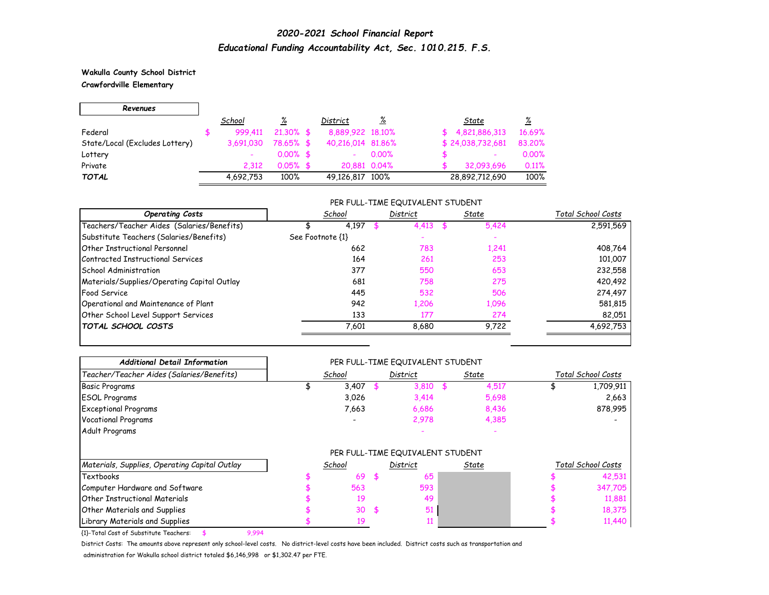# *2020-2021 School Financial Report*

## *Educational Funding Accountability Act, Sec. 1010.215. F.S.*

**Wakulla County School District**
**Crawfordville Elementary**

| *Revenues* | *School* | *%* | *District* | *%* | *State* | *%* |
|---|---|---|---|---|---|---|
| Federal | $ 999,411 | 21.30% | $ 8,889,922 | 18.10% | $ 4,821,886,313 | 16.69% |
| State/Local (Excludes Lottery) | 3,691,030 | 78.65% | $ 40,216,014 | 81.86% | $ 24,038,732,681 | 83.20% |
| Lottery | - | 0.00% | $ - | 0.00% | $ - | 0.00% |
| Private | 2,312 | 0.05% | $ 20,881 | 0.04% | $ 32,093,696 | 0.11% |
| ***TOTAL*** | 4,692,753 | 100% | 49,126,817 | 100% | 28,892,712,690 | 100% |

PER FULL-TIME EQUIVALENT STUDENT

| *Operating Costs* | *School* | *District* | *State* | *Total School Costs* |
|---|---|---|---|---|
| Teachers/Teacher Aides (Salaries/Benefits) | $ 4,197 | $ 4,413 | $ 5,424 | 2,591,569 |
| Substitute Teachers (Salaries/Benefits) | See Footnote {1} | - | - | |
| Other Instructional Personnel | 662 | 783 | 1,241 | 408,764 |
| Contracted Instructional Services | 164 | 261 | 253 | 101,007 |
| School Administration | 377 | 550 | 653 | 232,558 |
| Materials/Supplies/Operating Capital Outlay | 681 | 758 | 275 | 420,492 |
| Food Service | 445 | 532 | 506 | 274,497 |
| Operational and Maintenance of Plant | 942 | 1,206 | 1,096 | 581,815 |
| Other School Level Support Services | 133 | 177 | 274 | 82,051 |
| ***TOTAL SCHOOL COSTS*** | 7,601 | 8,680 | 9,722 | 4,692,753 |

PER FULL-TIME EQUIVALENT STUDENT

| *Additional Detail Information* | | | | |
|---|---|---|---|---|
| *Teacher/Teacher Aides (Salaries/Benefits)* | *School* | *District* | *State* | *Total School Costs* |
| Basic Programs | $ 3,407 | $ 3,810 | $ 4,517 | $ 1,709,911 |
| ESOL Programs | 3,026 | 3,414 | 5,698 | 2,663 |
| Exceptional Programs | 7,663 | 6,686 | 8,436 | 878,995 |
| Vocational Programs | - | 2,978 | 4,385 | - |
| Adult Programs | | - | - | |

PER FULL-TIME EQUIVALENT STUDENT

| *Materials, Supplies, Operating Capital Outlay* | *School* | *District* | *State* | *Total School Costs* |
|---|---|---|---|---|
| Textbooks | $ 69 | $ 65 | | $ 42,531 |
| Computer Hardware and Software | $ 563 | 593 | | $ 347,705 |
| Other Instructional Materials | $ 19 | 49 | | $ 11,881 |
| Other Materials and Supplies | $ 30 | $ 51 | | $ 18,375 |
| Library Materials and Supplies | $ 19 | 11 | | $ 11,440 |

{1}-Total Cost of Substitute Teachers: $ 9,994

District Costs: The amounts above represent only school-level costs. No district-level costs have been included. District costs such as transportation and administration for Wakulla school district totaled $6,146,998 or $1,302.47 per FTE.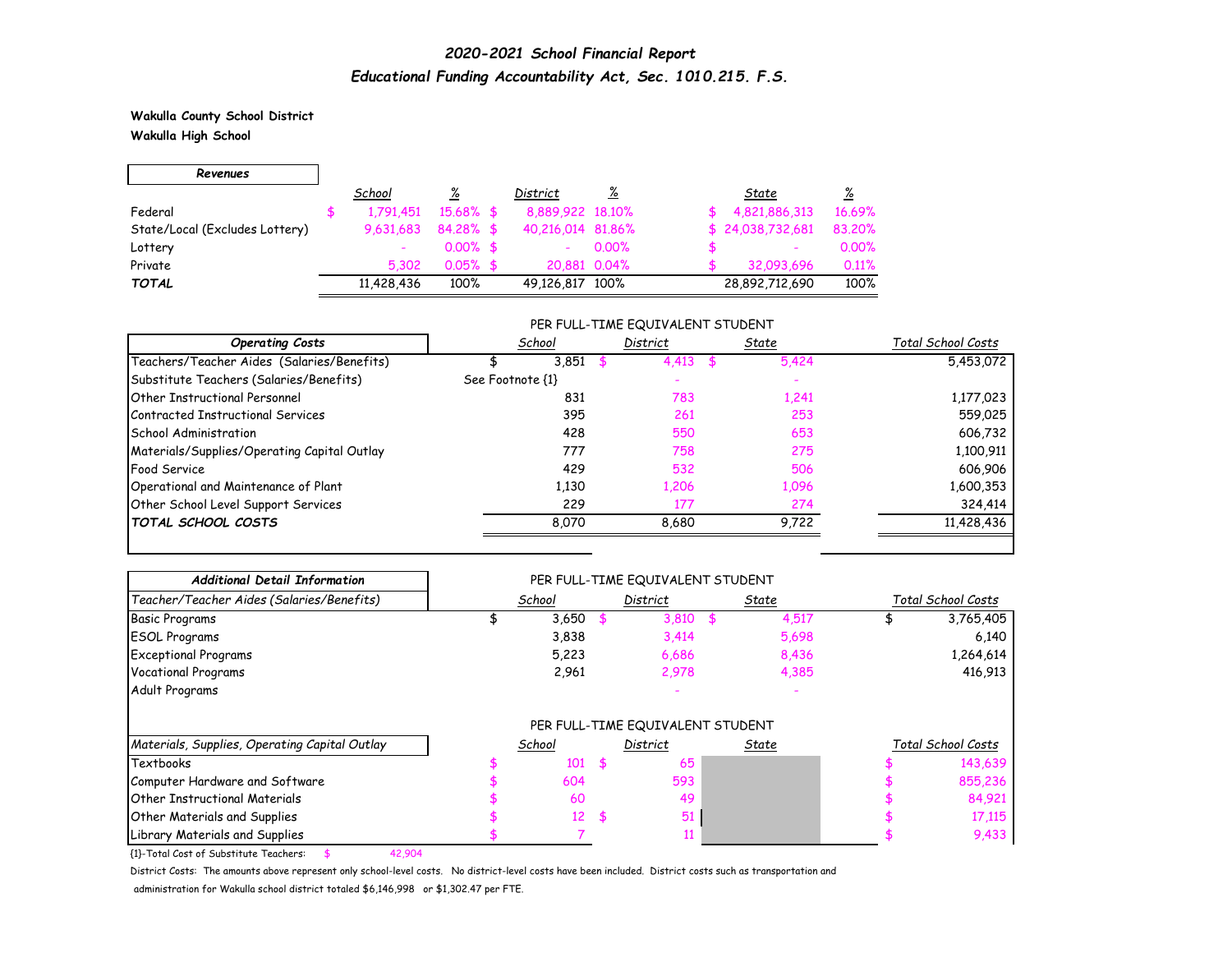# *2020-2021 School Financial Report*

## *Educational Funding Accountability Act, Sec. 1010.215. F.S.*

**Wakulla County School District**

**Wakulla High School**

| *Revenues* | *School* | *%* | *District* | *%* | *State* | *%* |
|---|---|---|---|---|---|---|
| Federal | $ 1,791,451 | 15.68% | $ 8,889,922 | 18.10% | $ 4,821,886,313 | 16.69% |
| State/Local (Excludes Lottery) | 9,631,683 | 84.28% | $ 40,216,014 | 81.86% | $ 24,038,732,681 | 83.20% |
| Lottery | - | 0.00% | $ - | 0.00% | $ - | 0.00% |
| Private | 5,302 | 0.05% | $ 20,881 | 0.04% | $ 32,093,696 | 0.11% |
| ***TOTAL*** | 11,428,436 | 100% | 49,126,817 | 100% | 28,892,712,690 | 100% |

| *Operating Costs* | *School* (Per Full-Time Equivalent Student) | *District* (Per Full-Time Equivalent Student) | *State* (Per Full-Time Equivalent Student) | *Total School Costs* |
|---|---|---|---|---|
| Teachers/Teacher Aides (Salaries/Benefits) | $ 3,851 | $ 4,413 | $ 5,424 | 5,453,072 |
| Substitute Teachers (Salaries/Benefits) | See Footnote {1} | - | - | |
| Other Instructional Personnel | 831 | 783 | 1,241 | 1,177,023 |
| Contracted Instructional Services | 395 | 261 | 253 | 559,025 |
| School Administration | 428 | 550 | 653 | 606,732 |
| Materials/Supplies/Operating Capital Outlay | 777 | 758 | 275 | 1,100,911 |
| Food Service | 429 | 532 | 506 | 606,906 |
| Operational and Maintenance of Plant | 1,130 | 1,206 | 1,096 | 1,600,353 |
| Other School Level Support Services | 229 | 177 | 274 | 324,414 |
| ***TOTAL SCHOOL COSTS*** | 8,070 | 8,680 | 9,722 | 11,428,436 |

| *Additional Detail Information* | | | | |
|---|---|---|---|---|
| *Teacher/Teacher Aides (Salaries/Benefits)* | *School* (Per Full-Time Equivalent Student) | *District* (Per Full-Time Equivalent Student) | *State* (Per Full-Time Equivalent Student) | *Total School Costs* |
| Basic Programs | $ 3,650 | $ 3,810 | $ 4,517 | $ 3,765,405 |
| ESOL Programs | 3,838 | 3,414 | 5,698 | 6,140 |
| Exceptional Programs | 5,223 | 6,686 | 8,436 | 1,264,614 |
| Vocational Programs | 2,961 | 2,978 | 4,385 | 416,913 |
| Adult Programs | | - | - | |

| *Materials, Supplies, Operating Capital Outlay* | *School* (Per Full-Time Equivalent Student) | *District* (Per Full-Time Equivalent Student) | *State* (Per Full-Time Equivalent Student) | *Total School Costs* |
|---|---|---|---|---|
| Textbooks | $ 101 | $ 65 | | $ 143,639 |
| Computer Hardware and Software | $ 604 | 593 | | $ 855,236 |
| Other Instructional Materials | $ 60 | 49 | | $ 84,921 |
| Other Materials and Supplies | $ 12 | $ 51 | | $ 17,115 |
| Library Materials and Supplies | $ 7 | 11 | | $ 9,433 |

{1}-Total Cost of Substitute Teachers: $ 42,904

District Costs: The amounts above represent only school-level costs. No district-level costs have been included. District costs such as transportation and administration for Wakulla school district totaled $6,146,998 or $1,302.47 per FTE.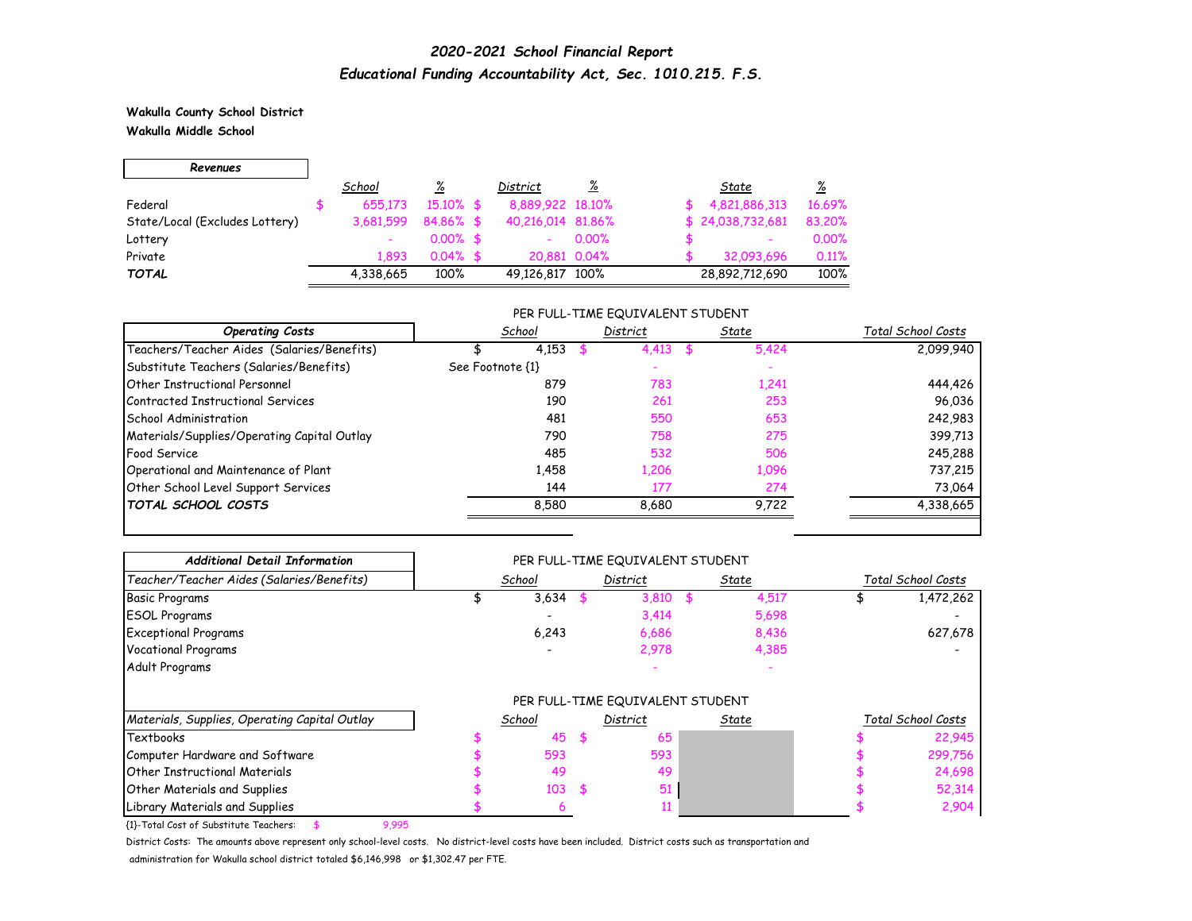# *2020-2021 School Financial Report*

## *Educational Funding Accountability Act, Sec. 1010.215. F.S.*

**Wakulla County School District**

**Wakulla Middle School**

| *Revenues* | *School* | *%* | *District* | *%* | *State* | *%* |
|---|---|---|---|---|---|---|
| Federal | $ 655,173 | 15.10% | $ 8,889,922 | 18.10% | $ 4,821,886,313 | 16.69% |
| State/Local (Excludes Lottery) | 3,681,599 | 84.86% | $ 40,216,014 | 81.86% | $ 24,038,732,681 | 83.20% |
| Lottery | - | 0.00% | $ - | 0.00% | $ - | 0.00% |
| Private | 1,893 | 0.04% | $ 20,881 | 0.04% | $ 32,093,696 | 0.11% |
| ***TOTAL*** | 4,338,665 | 100% | 49,126,817 | 100% | 28,892,712,690 | 100% |

| *Operating Costs* | PER FULL-TIME EQUIVALENT STUDENT *School* | *District* | *State* | *Total School Costs* |
|---|---|---|---|---|
| Teachers/Teacher Aides (Salaries/Benefits) | $ 4,153 | $ 4,413 | $ 5,424 | 2,099,940 |
| Substitute Teachers (Salaries/Benefits) | See Footnote {1} | - | - | |
| Other Instructional Personnel | 879 | 783 | 1,241 | 444,426 |
| Contracted Instructional Services | 190 | 261 | 253 | 96,036 |
| School Administration | 481 | 550 | 653 | 242,983 |
| Materials/Supplies/Operating Capital Outlay | 790 | 758 | 275 | 399,713 |
| Food Service | 485 | 532 | 506 | 245,288 |
| Operational and Maintenance of Plant | 1,458 | 1,206 | 1,096 | 737,215 |
| Other School Level Support Services | 144 | 177 | 274 | 73,064 |
| ***TOTAL SCHOOL COSTS*** | 8,580 | 8,680 | 9,722 | 4,338,665 |

| *Additional Detail Information* | PER FULL-TIME EQUIVALENT STUDENT | | | |
|---|---|---|---|---|
| *Teacher/Teacher Aides (Salaries/Benefits)* | *School* | *District* | *State* | *Total School Costs* |
| Basic Programs | $ 3,634 | $ 3,810 | $ 4,517 | $ 1,472,262 |
| ESOL Programs | - | 3,414 | 5,698 | - |
| Exceptional Programs | 6,243 | 6,686 | 8,436 | 627,678 |
| Vocational Programs | - | 2,978 | 4,385 | - |
| Adult Programs | | - | - | |

| *Materials, Supplies, Operating Capital Outlay* | PER FULL-TIME EQUIVALENT STUDENT *School* | *District* | *State* | *Total School Costs* |
|---|---|---|---|---|
| Textbooks | $ 45 | $ 65 | | $ 22,945 |
| Computer Hardware and Software | $ 593 | 593 | | $ 299,756 |
| Other Instructional Materials | $ 49 | 49 | | $ 24,698 |
| Other Materials and Supplies | $ 103 | $ 51 | | $ 52,314 |
| Library Materials and Supplies | $ 6 | 11 | | $ 2,904 |

{1}-Total Cost of Substitute Teachers: $ 9,995

District Costs: The amounts above represent only school-level costs. No district-level costs have been included. District costs such as transportation and administration for Wakulla school district totaled $6,146,998 or $1,302.47 per FTE.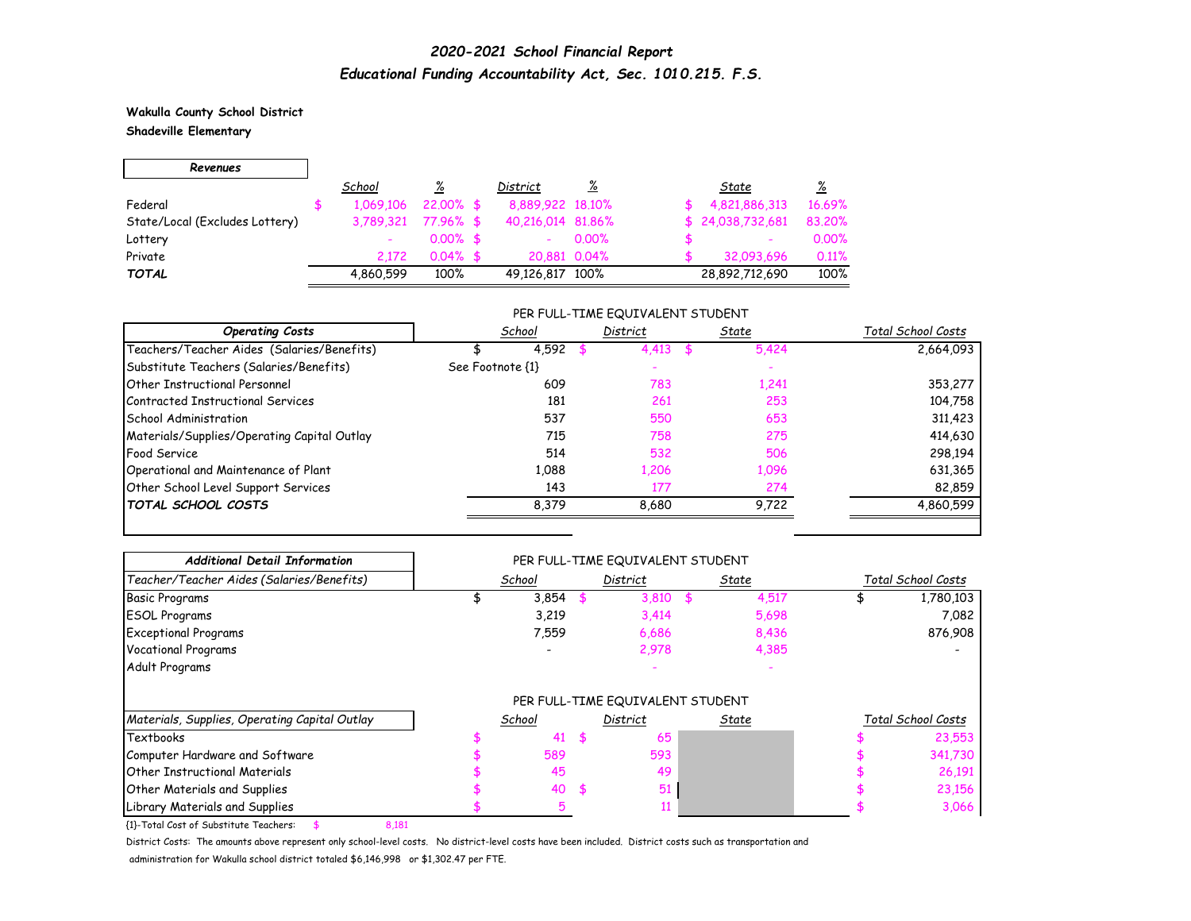# *2020-2021 School Financial Report*

## *Educational Funding Accountability Act, Sec. 1010.215. F.S.*

**Wakulla County School District**

**Shadeville Elementary**

| ***Revenues*** | *School* | *%* | *District* | *%* | *State* | *%* |
|---|---|---|---|---|---|---|
| Federal | $ 1,069,106 | 22.00% | $ 8,889,922 | 18.10% | $ 4,821,886,313 | 16.69% |
| State/Local (Excludes Lottery) | 3,789,321 | 77.96% | $ 40,216,014 | 81.86% | $ 24,038,732,681 | 83.20% |
| Lottery | - | 0.00% | $ - | 0.00% | $ - | 0.00% |
| Private | 2,172 | 0.04% | $ 20,881 | 0.04% | $ 32,093,696 | 0.11% |
| ***TOTAL*** | 4,860,599 | 100% | 49,126,817 | 100% | 28,892,712,690 | 100% |

| ***Operating Costs*** | PER FULL-TIME EQUIVALENT STUDENT *School* | *District* | *State* | *Total School Costs* |
|---|---|---|---|---|
| Teachers/Teacher Aides (Salaries/Benefits) | $ 4,592 | $ 4,413 | $ 5,424 | 2,664,093 |
| Substitute Teachers (Salaries/Benefits) | See Footnote {1} | - | - | |
| Other Instructional Personnel | 609 | 783 | 1,241 | 353,277 |
| Contracted Instructional Services | 181 | 261 | 253 | 104,758 |
| School Administration | 537 | 550 | 653 | 311,423 |
| Materials/Supplies/Operating Capital Outlay | 715 | 758 | 275 | 414,630 |
| Food Service | 514 | 532 | 506 | 298,194 |
| Operational and Maintenance of Plant | 1,088 | 1,206 | 1,096 | 631,365 |
| Other School Level Support Services | 143 | 177 | 274 | 82,859 |
| ***TOTAL SCHOOL COSTS*** | 8,379 | 8,680 | 9,722 | 4,860,599 |

| ***Additional Detail Information*** | PER FULL-TIME EQUIVALENT STUDENT | | | |
|---|---|---|---|---|
| *Teacher/Teacher Aides (Salaries/Benefits)* | *School* | *District* | *State* | *Total School Costs* |
| Basic Programs | $ 3,854 | $ 3,810 | $ 4,517 | $ 1,780,103 |
| ESOL Programs | 3,219 | 3,414 | 5,698 | 7,082 |
| Exceptional Programs | 7,559 | 6,686 | 8,436 | 876,908 |
| Vocational Programs | - | 2,978 | 4,385 | - |
| Adult Programs | | - | - | |

| *Materials, Supplies, Operating Capital Outlay* | PER FULL-TIME EQUIVALENT STUDENT *School* | *District* | *State* | *Total School Costs* |
|---|---|---|---|---|
| Textbooks | $ 41 | $ 65 | | $ 23,553 |
| Computer Hardware and Software | $ 589 | 593 | | $ 341,730 |
| Other Instructional Materials | $ 45 | 49 | | $ 26,191 |
| Other Materials and Supplies | $ 40 | $ 51 | | $ 23,156 |
| Library Materials and Supplies | $ 5 | 11 | | $ 3,066 |

{1}-Total Cost of Substitute Teachers: $ 8,181

District Costs: The amounts above represent only school-level costs. No district-level costs have been included. District costs such as transportation and administration for Wakulla school district totaled $6,146,998 or $1,302.47 per FTE.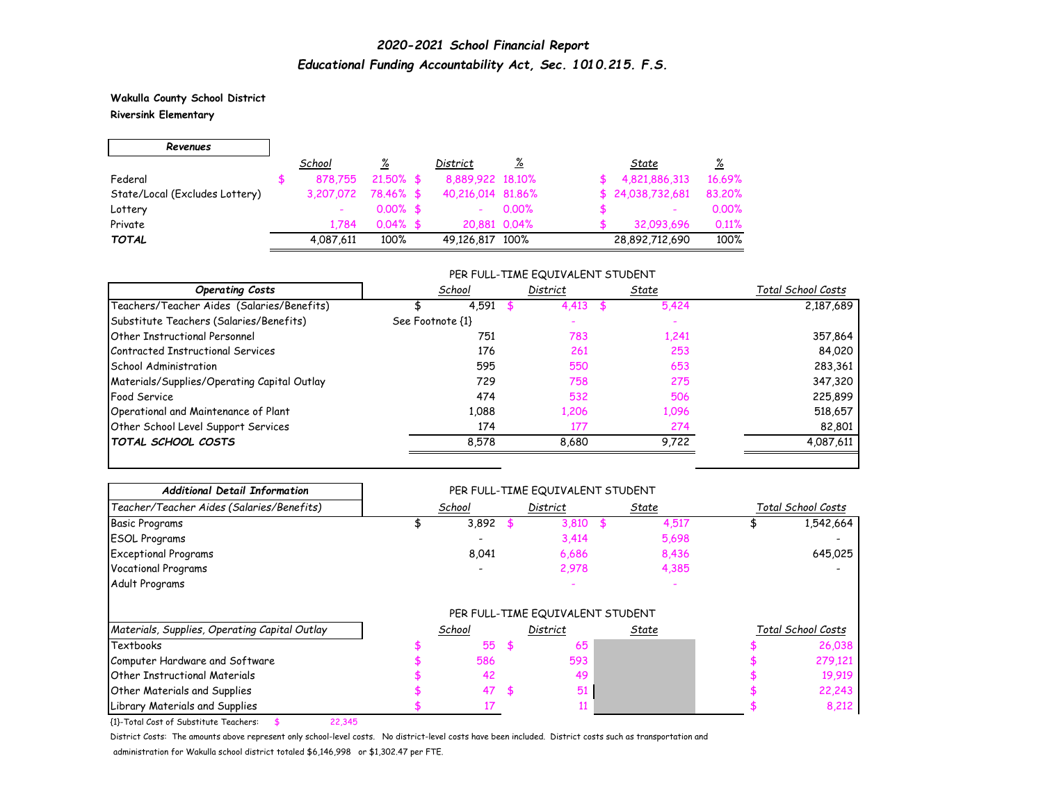# *2020-2021 School Financial Report*

## *Educational Funding Accountability Act, Sec. 1010.215. F.S.*

**Wakulla County School District**

**Riversink Elementary**

| *Revenues* | School | % | District | % | State | % |
|---|---|---|---|---|---|---|
| Federal | $ 878,755 | 21.50% | $ 8,889,922 | 18.10% | $ 4,821,886,313 | 16.69% |
| State/Local (Excludes Lottery) | 3,207,072 | 78.46% | $ 40,216,014 | 81.86% | $ 24,038,732,681 | 83.20% |
| Lottery | - | 0.00% | $ - | 0.00% | $ - | 0.00% |
| Private | 1,784 | 0.04% | $ 20,881 | 0.04% | $ 32,093,696 | 0.11% |
| ***TOTAL*** | 4,087,611 | 100% | 49,126,817 | 100% | 28,892,712,690 | 100% |

PER FULL-TIME EQUIVALENT STUDENT

| *Operating Costs* | School | District | State | Total School Costs |
|---|---|---|---|---|
| Teachers/Teacher Aides (Salaries/Benefits) | $ 4,591 | $ 4,413 | $ 5,424 | 2,187,689 |
| Substitute Teachers (Salaries/Benefits) | See Footnote {1} | - | - | |
| Other Instructional Personnel | 751 | 783 | 1,241 | 357,864 |
| Contracted Instructional Services | 176 | 261 | 253 | 84,020 |
| School Administration | 595 | 550 | 653 | 283,361 |
| Materials/Supplies/Operating Capital Outlay | 729 | 758 | 275 | 347,320 |
| Food Service | 474 | 532 | 506 | 225,899 |
| Operational and Maintenance of Plant | 1,088 | 1,206 | 1,096 | 518,657 |
| Other School Level Support Services | 174 | 177 | 274 | 82,801 |
| ***TOTAL SCHOOL COSTS*** | 8,578 | 8,680 | 9,722 | 4,087,611 |

PER FULL-TIME EQUIVALENT STUDENT

| *Additional Detail Information* | | | | |
|---|---|---|---|---|
| *Teacher/Teacher Aides (Salaries/Benefits)* | School | District | State | Total School Costs |
| Basic Programs | $ 3,892 | $ 3,810 | $ 4,517 | $ 1,542,664 |
| ESOL Programs | - | 3,414 | 5,698 | - |
| Exceptional Programs | 8,041 | 6,686 | 8,436 | 645,025 |
| Vocational Programs | - | 2,978 | 4,385 | - |
| Adult Programs | | - | - | |

PER FULL-TIME EQUIVALENT STUDENT

| *Materials, Supplies, Operating Capital Outlay* | School | District | State | Total School Costs |
|---|---|---|---|---|
| Textbooks | $ 55 | $ 65 | | $ 26,038 |
| Computer Hardware and Software | $ 586 | 593 | | $ 279,121 |
| Other Instructional Materials | $ 42 | 49 | | $ 19,919 |
| Other Materials and Supplies | $ 47 | $ 51 | | $ 22,243 |
| Library Materials and Supplies | $ 17 | 11 | | $ 8,212 |

{1}-Total Cost of Substitute Teachers: $ 22,345

District Costs: The amounts above represent only school-level costs. No district-level costs have been included. District costs such as transportation and administration for Wakulla school district totaled $6,146,998 or $1,302.47 per FTE.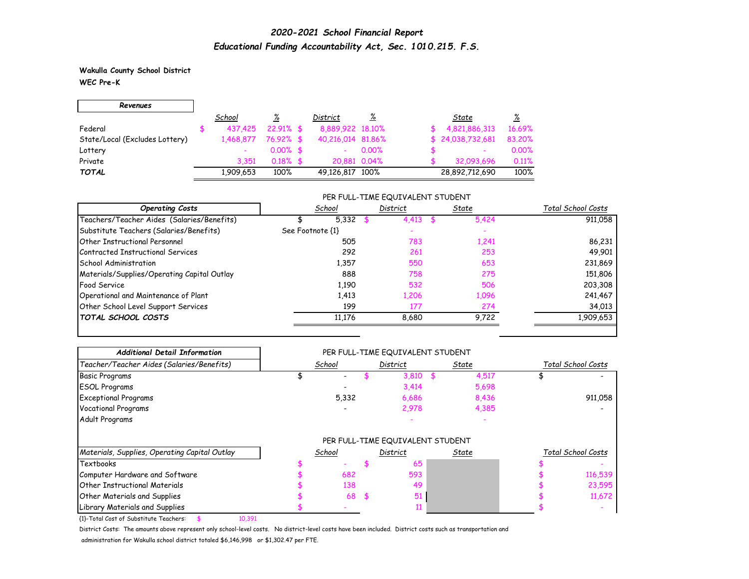## *2020-2021 School Financial Report*
## *Educational Funding Accountability Act, Sec. 1010.215. F.S.*

**Wakulla County School District**
**WEC Pre-K**

| *Revenues* | *School* | *%* | *District* | *%* | *State* | *%* |
|---|---|---|---|---|---|---|
| Federal | $ 437,425 | 22.91% | $ 8,889,922 | 18.10% | $ 4,821,886,313 | 16.69% |
| State/Local (Excludes Lottery) | 1,468,877 | 76.92% | $ 40,216,014 | 81.86% | $ 24,038,732,681 | 83.20% |
| Lottery | - | 0.00% | $ - | 0.00% | $ - | 0.00% |
| Private | 3,351 | 0.18% | $ 20,881 | 0.04% | $ 32,093,696 | 0.11% |
| ***TOTAL*** | 1,909,653 | 100% | 49,126,817 | 100% | 28,892,712,690 | 100% |

PER FULL-TIME EQUIVALENT STUDENT

| *Operating Costs* | *School* | *District* | *State* | *Total School Costs* |
|---|---|---|---|---|
| Teachers/Teacher Aides (Salaries/Benefits) | $ 5,332 | $ 4,413 | $ 5,424 | 911,058 |
| Substitute Teachers (Salaries/Benefits) | See Footnote {1} | - | - | |
| Other Instructional Personnel | 505 | 783 | 1,241 | 86,231 |
| Contracted Instructional Services | 292 | 261 | 253 | 49,901 |
| School Administration | 1,357 | 550 | 653 | 231,869 |
| Materials/Supplies/Operating Capital Outlay | 888 | 758 | 275 | 151,806 |
| Food Service | 1,190 | 532 | 506 | 203,308 |
| Operational and Maintenance of Plant | 1,413 | 1,206 | 1,096 | 241,467 |
| Other School Level Support Services | 199 | 177 | 274 | 34,013 |
| ***TOTAL SCHOOL COSTS*** | 11,176 | 8,680 | 9,722 | 1,909,653 |

PER FULL-TIME EQUIVALENT STUDENT

| *Additional Detail Information* | | | | |
|---|---|---|---|---|
| *Teacher/Teacher Aides (Salaries/Benefits)* | *School* | *District* | *State* | *Total School Costs* |
| Basic Programs | $ - | $ 3,810 | $ 4,517 | $ - |
| ESOL Programs | - | 3,414 | 5,698 | |
| Exceptional Programs | 5,332 | 6,686 | 8,436 | 911,058 |
| Vocational Programs | - | 2,978 | 4,385 | - |
| Adult Programs | | - | - | |

PER FULL-TIME EQUIVALENT STUDENT

| *Materials, Supplies, Operating Capital Outlay* | *School* | *District* | *State* | *Total School Costs* |
|---|---|---|---|---|
| Textbooks | $ - | $ 65 | | $ - |
| Computer Hardware and Software | $ 682 | 593 | | $ 116,539 |
| Other Instructional Materials | $ 138 | 49 | | $ 23,595 |
| Other Materials and Supplies | $ 68 | $ 51 | | $ 11,672 |
| Library Materials and Supplies | $ - | 11 | | $ - |

{1}-Total Cost of Substitute Teachers: $ 10,391

District Costs: The amounts above represent only school-level costs. No district-level costs have been included. District costs such as transportation and administration for Wakulla school district totaled $6,146,998 or $1,302.47 per FTE.